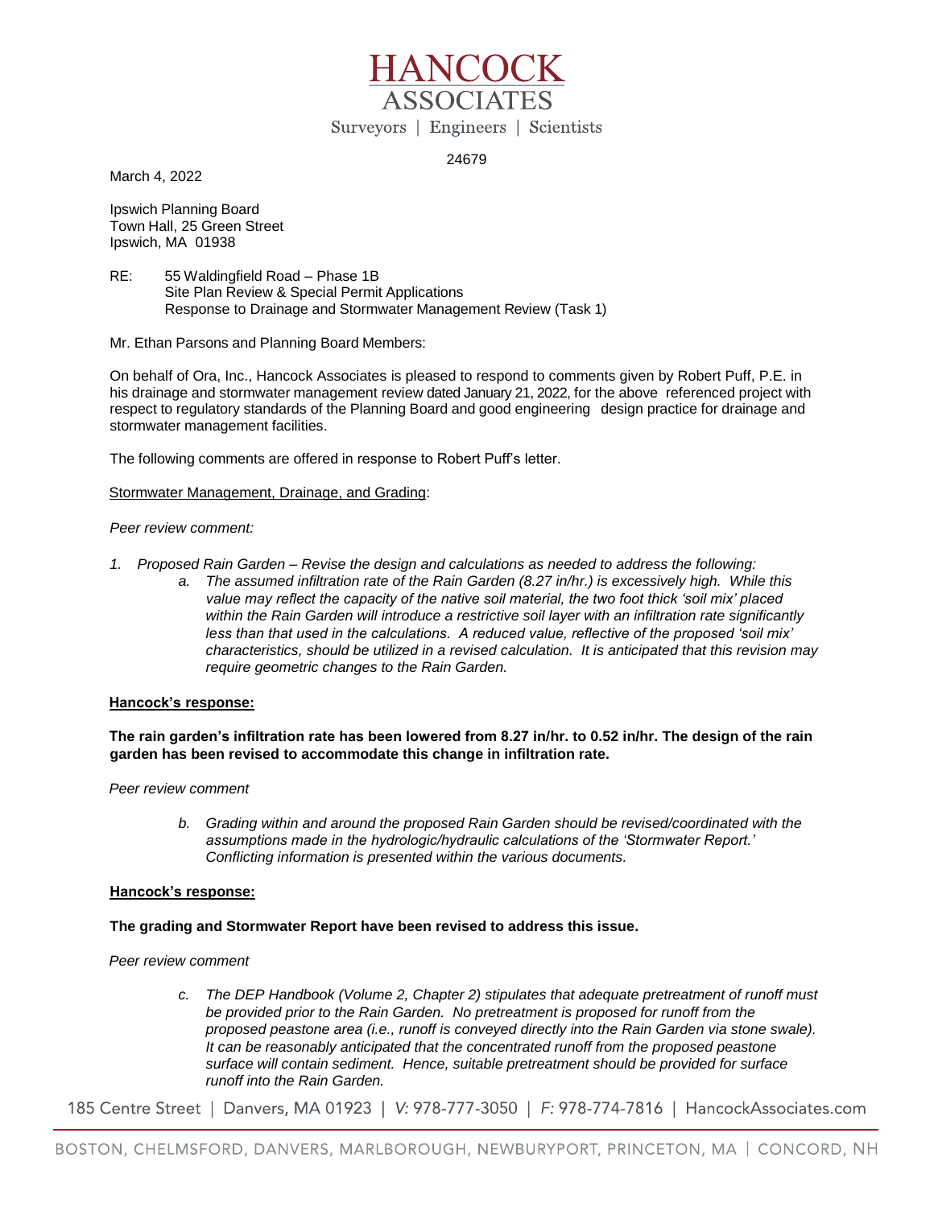# HANCOCK ASSOCIATES

Surveyors | Engineers | Scientists

24679

March 4, 2022

Ipswich Planning Board
Town Hall, 25 Green Street
Ipswich, MA 01938

RE: 55 Waldingfield Road – Phase 1B
Site Plan Review & Special Permit Applications
Response to Drainage and Stormwater Management Review (Task 1)

Mr. Ethan Parsons and Planning Board Members:

On behalf of Ora, Inc., Hancock Associates is pleased to respond to comments given by Robert Puff, P.E. in his drainage and stormwater management review dated January 21, 2022, for the above referenced project with respect to regulatory standards of the Planning Board and good engineering design practice for drainage and stormwater management facilities.

The following comments are offered in response to Robert Puff's letter.

Stormwater Management, Drainage, and Grading:

*Peer review comment:*

1. *Proposed Rain Garden – Revise the design and calculations as needed to address the following:*
   a. *The assumed infiltration rate of the Rain Garden (8.27 in/hr.) is excessively high. While this value may reflect the capacity of the native soil material, the two foot thick 'soil mix' placed within the Rain Garden will introduce a restrictive soil layer with an infiltration rate significantly less than that used in the calculations. A reduced value, reflective of the proposed 'soil mix' characteristics, should be utilized in a revised calculation. It is anticipated that this revision may require geometric changes to the Rain Garden.*

**Hancock's response:**

**The rain garden's infiltration rate has been lowered from 8.27 in/hr. to 0.52 in/hr. The design of the rain garden has been revised to accommodate this change in infiltration rate.**

*Peer review comment*

   b. *Grading within and around the proposed Rain Garden should be revised/coordinated with the assumptions made in the hydrologic/hydraulic calculations of the 'Stormwater Report.' Conflicting information is presented within the various documents.*

**Hancock's response:**

**The grading and Stormwater Report have been revised to address this issue.**

*Peer review comment*

   c. *The DEP Handbook (Volume 2, Chapter 2) stipulates that adequate pretreatment of runoff must be provided prior to the Rain Garden. No pretreatment is proposed for runoff from the proposed peastone area (i.e., runoff is conveyed directly into the Rain Garden via stone swale). It can be reasonably anticipated that the concentrated runoff from the proposed peastone surface will contain sediment. Hence, suitable pretreatment should be provided for surface runoff into the Rain Garden.*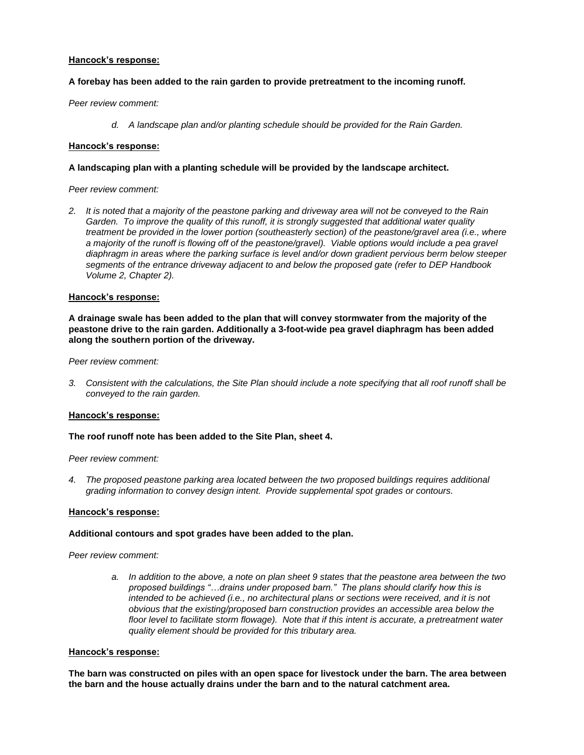**<u>Hancock's response:</u>**

**A forebay has been added to the rain garden to provide pretreatment to the incoming runoff.**

*Peer review comment:*

*d. A landscape plan and/or planting schedule should be provided for the Rain Garden.*

**<u>Hancock's response:</u>**

**A landscaping plan with a planting schedule will be provided by the landscape architect.**

*Peer review comment:*

*2. It is noted that a majority of the peastone parking and driveway area will not be conveyed to the Rain Garden. To improve the quality of this runoff, it is strongly suggested that additional water quality treatment be provided in the lower portion (southeasterly section) of the peastone/gravel area (i.e., where a majority of the runoff is flowing off of the peastone/gravel). Viable options would include a pea gravel diaphragm in areas where the parking surface is level and/or down gradient pervious berm below steeper segments of the entrance driveway adjacent to and below the proposed gate (refer to DEP Handbook Volume 2, Chapter 2).*

**<u>Hancock's response:</u>**

**A drainage swale has been added to the plan that will convey stormwater from the majority of the peastone drive to the rain garden. Additionally a 3-foot-wide pea gravel diaphragm has been added along the southern portion of the driveway.**

*Peer review comment:*

*3. Consistent with the calculations, the Site Plan should include a note specifying that all roof runoff shall be conveyed to the rain garden.*

**<u>Hancock's response:</u>**

**The roof runoff note has been added to the Site Plan, sheet 4.**

*Peer review comment:*

*4. The proposed peastone parking area located between the two proposed buildings requires additional grading information to convey design intent. Provide supplemental spot grades or contours.*

**<u>Hancock's response:</u>**

**Additional contours and spot grades have been added to the plan.**

*Peer review comment:*

*a. In addition to the above, a note on plan sheet 9 states that the peastone area between the two proposed buildings "…drains under proposed barn." The plans should clarify how this is intended to be achieved (i.e., no architectural plans or sections were received, and it is not obvious that the existing/proposed barn construction provides an accessible area below the floor level to facilitate storm flowage). Note that if this intent is accurate, a pretreatment water quality element should be provided for this tributary area.*

**<u>Hancock's response:</u>**

**The barn was constructed on piles with an open space for livestock under the barn. The area between the barn and the house actually drains under the barn and to the natural catchment area.**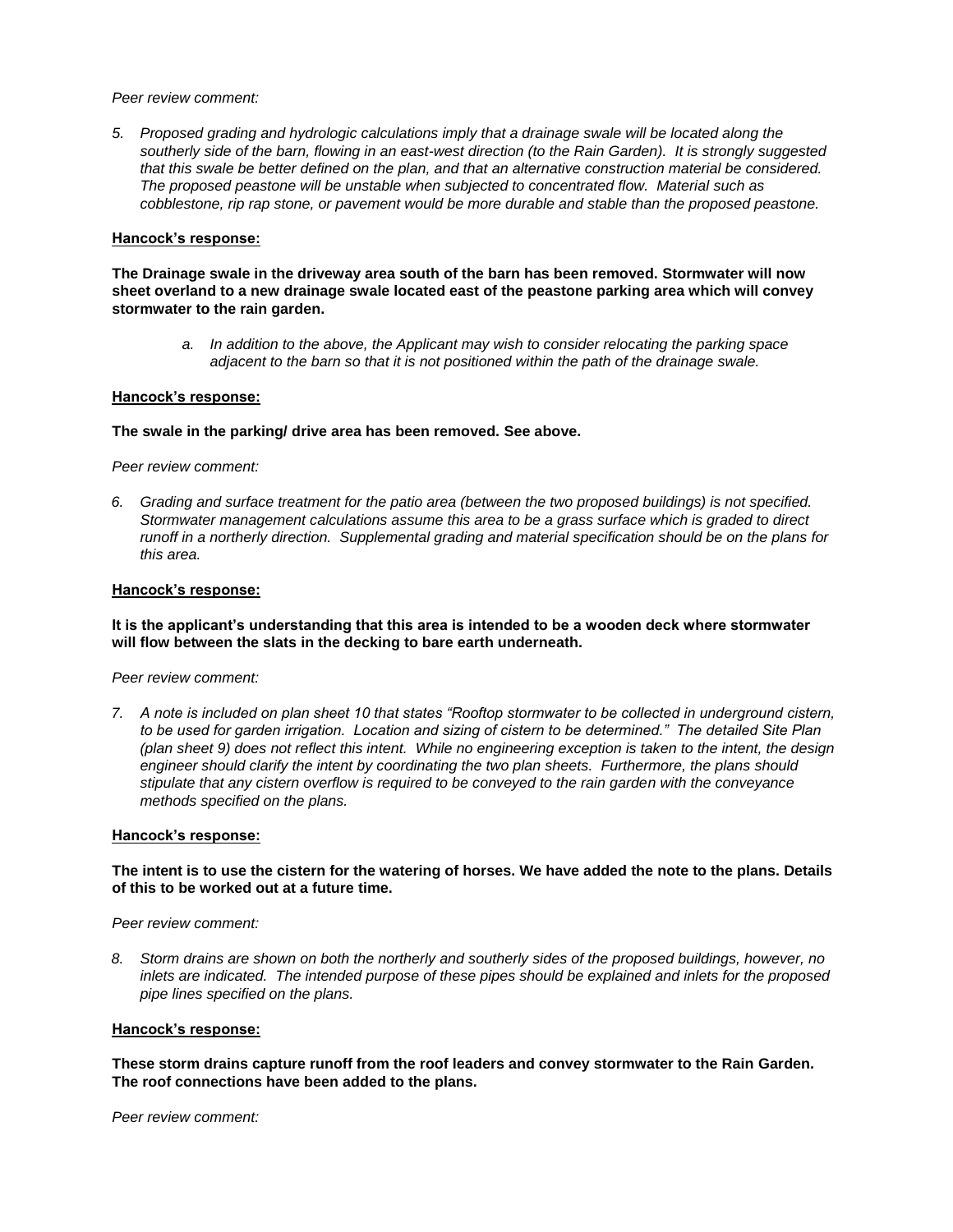*Peer review comment:*

5. *Proposed grading and hydrologic calculations imply that a drainage swale will be located along the southerly side of the barn, flowing in an east-west direction (to the Rain Garden). It is strongly suggested that this swale be better defined on the plan, and that an alternative construction material be considered. The proposed peastone will be unstable when subjected to concentrated flow. Material such as cobblestone, rip rap stone, or pavement would be more durable and stable than the proposed peastone.*

**Hancock's response:**

**The Drainage swale in the driveway area south of the barn has been removed. Stormwater will now sheet overland to a new drainage swale located east of the peastone parking area which will convey stormwater to the rain garden.**

> a. *In addition to the above, the Applicant may wish to consider relocating the parking space adjacent to the barn so that it is not positioned within the path of the drainage swale.*

**Hancock's response:**

**The swale in the parking/ drive area has been removed. See above.**

*Peer review comment:*

6. *Grading and surface treatment for the patio area (between the two proposed buildings) is not specified. Stormwater management calculations assume this area to be a grass surface which is graded to direct runoff in a northerly direction. Supplemental grading and material specification should be on the plans for this area.*

**Hancock's response:**

**It is the applicant's understanding that this area is intended to be a wooden deck where stormwater will flow between the slats in the decking to bare earth underneath.**

*Peer review comment:*

7. *A note is included on plan sheet 10 that states "Rooftop stormwater to be collected in underground cistern, to be used for garden irrigation. Location and sizing of cistern to be determined." The detailed Site Plan (plan sheet 9) does not reflect this intent. While no engineering exception is taken to the intent, the design engineer should clarify the intent by coordinating the two plan sheets. Furthermore, the plans should stipulate that any cistern overflow is required to be conveyed to the rain garden with the conveyance methods specified on the plans.*

**Hancock's response:**

**The intent is to use the cistern for the watering of horses. We have added the note to the plans. Details of this to be worked out at a future time.**

*Peer review comment:*

8. *Storm drains are shown on both the northerly and southerly sides of the proposed buildings, however, no inlets are indicated. The intended purpose of these pipes should be explained and inlets for the proposed pipe lines specified on the plans.*

**Hancock's response:**

**These storm drains capture runoff from the roof leaders and convey stormwater to the Rain Garden. The roof connections have been added to the plans.**

*Peer review comment:*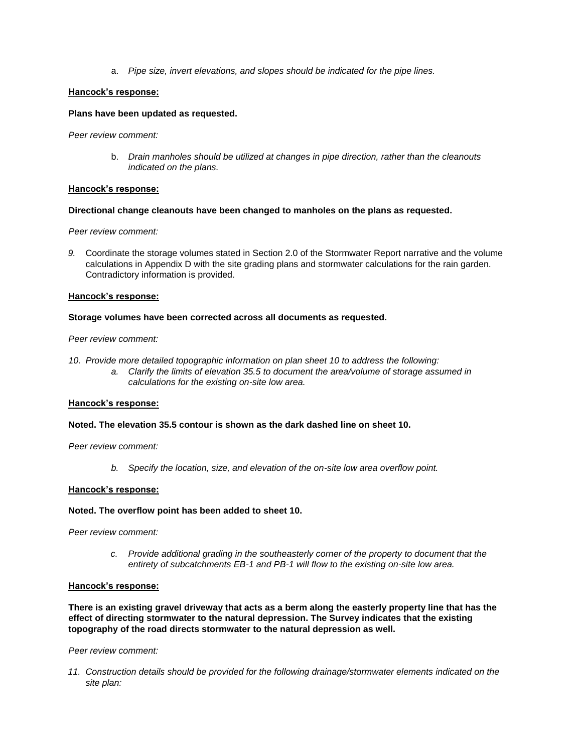a. *Pipe size, invert elevations, and slopes should be indicated for the pipe lines.*

**Hancock's response:**

**Plans have been updated as requested.**

*Peer review comment:*

b. *Drain manholes should be utilized at changes in pipe direction, rather than the cleanouts indicated on the plans.*

**Hancock's response:**

**Directional change cleanouts have been changed to manholes on the plans as requested.**

*Peer review comment:*

*9.* Coordinate the storage volumes stated in Section 2.0 of the Stormwater Report narrative and the volume calculations in Appendix D with the site grading plans and stormwater calculations for the rain garden. Contradictory information is provided.

**Hancock's response:**

**Storage volumes have been corrected across all documents as requested.**

*Peer review comment:*

*10. Provide more detailed topographic information on plan sheet 10 to address the following:*

*a. Clarify the limits of elevation 35.5 to document the area/volume of storage assumed in calculations for the existing on-site low area.*

**Hancock's response:**

**Noted. The elevation 35.5 contour is shown as the dark dashed line on sheet 10.**

*Peer review comment:*

*b. Specify the location, size, and elevation of the on-site low area overflow point.*

**Hancock's response:**

**Noted. The overflow point has been added to sheet 10.**

*Peer review comment:*

*c. Provide additional grading in the southeasterly corner of the property to document that the entirety of subcatchments EB-1 and PB-1 will flow to the existing on-site low area.*

**Hancock's response:**

**There is an existing gravel driveway that acts as a berm along the easterly property line that has the effect of directing stormwater to the natural depression. The Survey indicates that the existing topography of the road directs stormwater to the natural depression as well.**

*Peer review comment:*

*11. Construction details should be provided for the following drainage/stormwater elements indicated on the site plan:*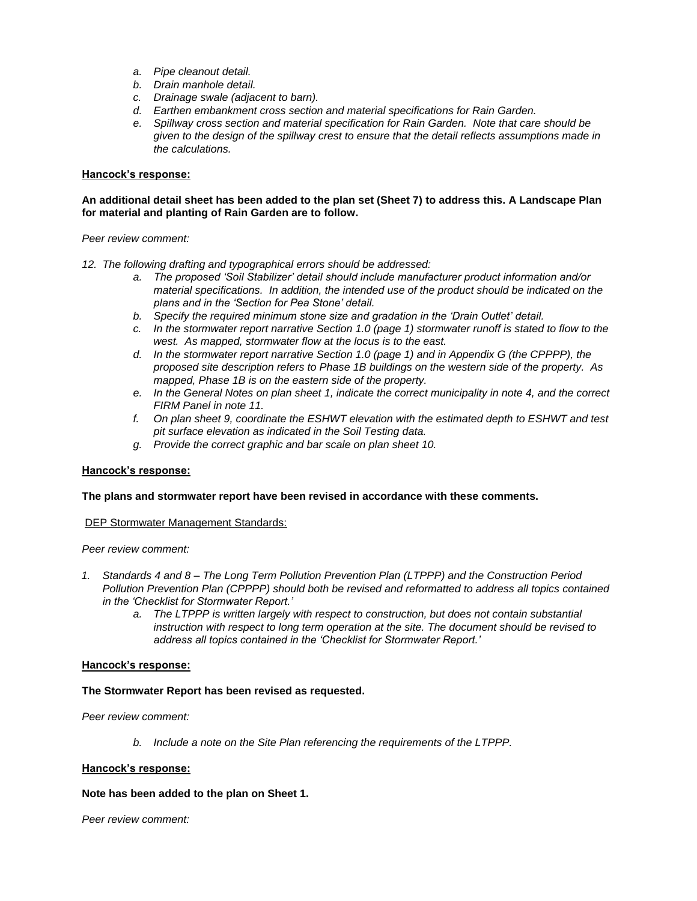- a. *Pipe cleanout detail.*
- b. *Drain manhole detail.*
- c. *Drainage swale (adjacent to barn).*
- d. *Earthen embankment cross section and material specifications for Rain Garden.*
- e. *Spillway cross section and material specification for Rain Garden. Note that care should be given to the design of the spillway crest to ensure that the detail reflects assumptions made in the calculations.*

**<u>Hancock's response:</u>**

**An additional detail sheet has been added to the plan set (Sheet 7) to address this. A Landscape Plan for material and planting of Rain Garden are to follow.**

*Peer review comment:*

12. *The following drafting and typographical errors should be addressed:*
    - a. *The proposed 'Soil Stabilizer' detail should include manufacturer product information and/or material specifications. In addition, the intended use of the product should be indicated on the plans and in the 'Section for Pea Stone' detail.*
    - b. *Specify the required minimum stone size and gradation in the 'Drain Outlet' detail.*
    - c. *In the stormwater report narrative Section 1.0 (page 1) stormwater runoff is stated to flow to the west. As mapped, stormwater flow at the locus is to the east.*
    - d. *In the stormwater report narrative Section 1.0 (page 1) and in Appendix G (the CPPPP), the proposed site description refers to Phase 1B buildings on the western side of the property. As mapped, Phase 1B is on the eastern side of the property.*
    - e. *In the General Notes on plan sheet 1, indicate the correct municipality in note 4, and the correct FIRM Panel in note 11.*
    - f. *On plan sheet 9, coordinate the ESHWT elevation with the estimated depth to ESHWT and test pit surface elevation as indicated in the Soil Testing data.*
    - g. *Provide the correct graphic and bar scale on plan sheet 10.*

**<u>Hancock's response:</u>**

**The plans and stormwater report have been revised in accordance with these comments.**

<u>DEP Stormwater Management Standards:</u>

*Peer review comment:*

1. *Standards 4 and 8 – The Long Term Pollution Prevention Plan (LTPPP) and the Construction Period Pollution Prevention Plan (CPPPP) should both be revised and reformatted to address all topics contained in the 'Checklist for Stormwater Report.'*
    - a. *The LTPPP is written largely with respect to construction, but does not contain substantial instruction with respect to long term operation at the site. The document should be revised to address all topics contained in the 'Checklist for Stormwater Report.'*

**<u>Hancock's response:</u>**

**The Stormwater Report has been revised as requested.**

*Peer review comment:*

- b. *Include a note on the Site Plan referencing the requirements of the LTPPP.*

**<u>Hancock's response:</u>**

**Note has been added to the plan on Sheet 1.**

*Peer review comment:*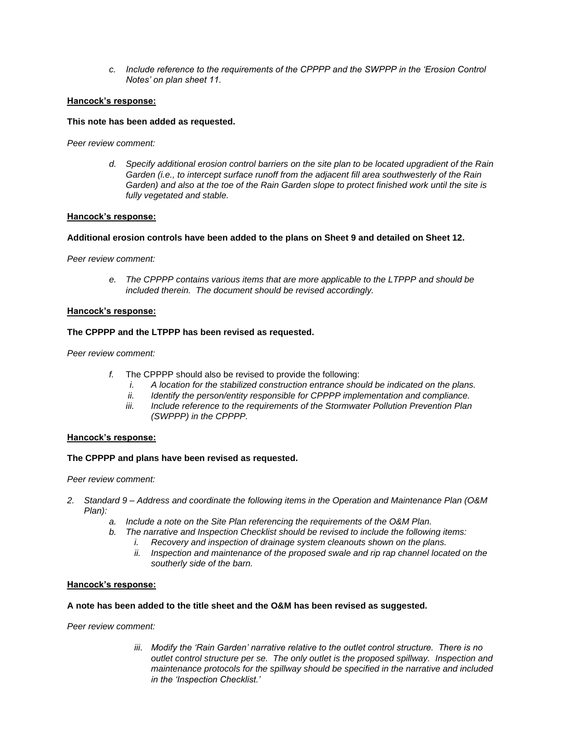c. *Include reference to the requirements of the CPPPP and the SWPPP in the 'Erosion Control Notes' on plan sheet 11.*

**Hancock's response:**

**This note has been added as requested.**

*Peer review comment:*

d. *Specify additional erosion control barriers on the site plan to be located upgradient of the Rain Garden (i.e., to intercept surface runoff from the adjacent fill area southwesterly of the Rain Garden) and also at the toe of the Rain Garden slope to protect finished work until the site is fully vegetated and stable.*

**Hancock's response:**

**Additional erosion controls have been added to the plans on Sheet 9 and detailed on Sheet 12.**

*Peer review comment:*

e. *The CPPPP contains various items that are more applicable to the LTPPP and should be included therein. The document should be revised accordingly.*

**Hancock's response:**

**The CPPPP and the LTPPP has been revised as requested.**

*Peer review comment:*

f. The CPPPP should also be revised to provide the following:
   i. *A location for the stabilized construction entrance should be indicated on the plans.*
   ii. *Identify the person/entity responsible for CPPPP implementation and compliance.*
   iii. *Include reference to the requirements of the Stormwater Pollution Prevention Plan (SWPPP) in the CPPPP.*

**Hancock's response:**

**The CPPPP and plans have been revised as requested.**

*Peer review comment:*

2. *Standard 9 – Address and coordinate the following items in the Operation and Maintenance Plan (O&M Plan):*
   a. *Include a note on the Site Plan referencing the requirements of the O&M Plan.*
   b. *The narrative and Inspection Checklist should be revised to include the following items:*
      i. *Recovery and inspection of drainage system cleanouts shown on the plans.*
      ii. *Inspection and maintenance of the proposed swale and rip rap channel located on the southerly side of the barn.*

**Hancock's response:**

**A note has been added to the title sheet and the O&M has been revised as suggested.**

*Peer review comment:*

iii. *Modify the 'Rain Garden' narrative relative to the outlet control structure. There is no outlet control structure per se. The only outlet is the proposed spillway. Inspection and maintenance protocols for the spillway should be specified in the narrative and included in the 'Inspection Checklist.'*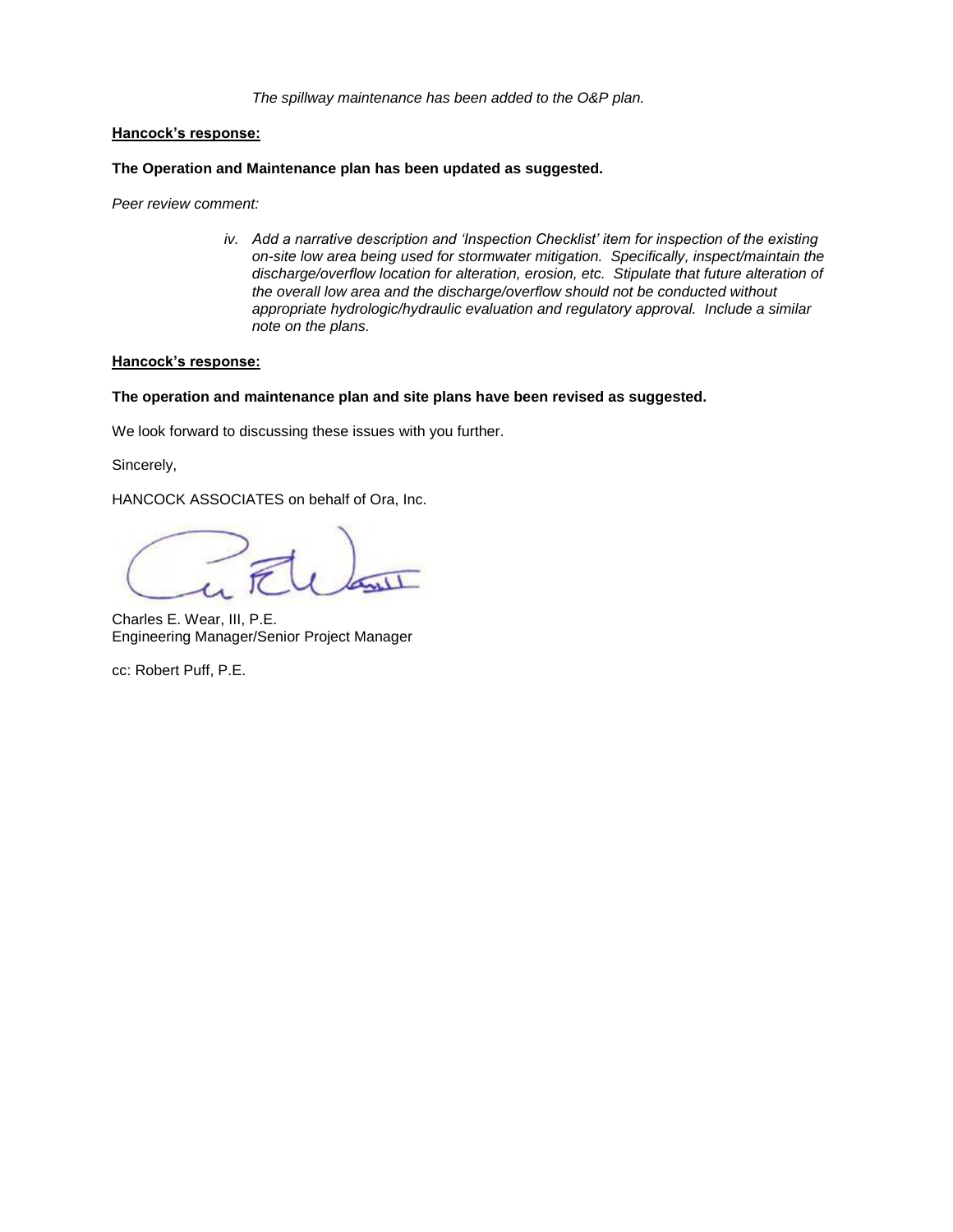*The spillway maintenance has been added to the O&P plan.*

**Hancock's response:**

**The Operation and Maintenance plan has been updated as suggested.**

*Peer review comment:*

> *iv. Add a narrative description and 'Inspection Checklist' item for inspection of the existing on-site low area being used for stormwater mitigation. Specifically, inspect/maintain the discharge/overflow location for alteration, erosion, etc. Stipulate that future alteration of the overall low area and the discharge/overflow should not be conducted without appropriate hydrologic/hydraulic evaluation and regulatory approval. Include a similar note on the plans.*

**Hancock's response:**

**The operation and maintenance plan and site plans have been revised as suggested.**

We look forward to discussing these issues with you further.

Sincerely,

HANCOCK ASSOCIATES on behalf of Ora, Inc.

Charles E. Wear, III, P.E.
Engineering Manager/Senior Project Manager

cc: Robert Puff, P.E.